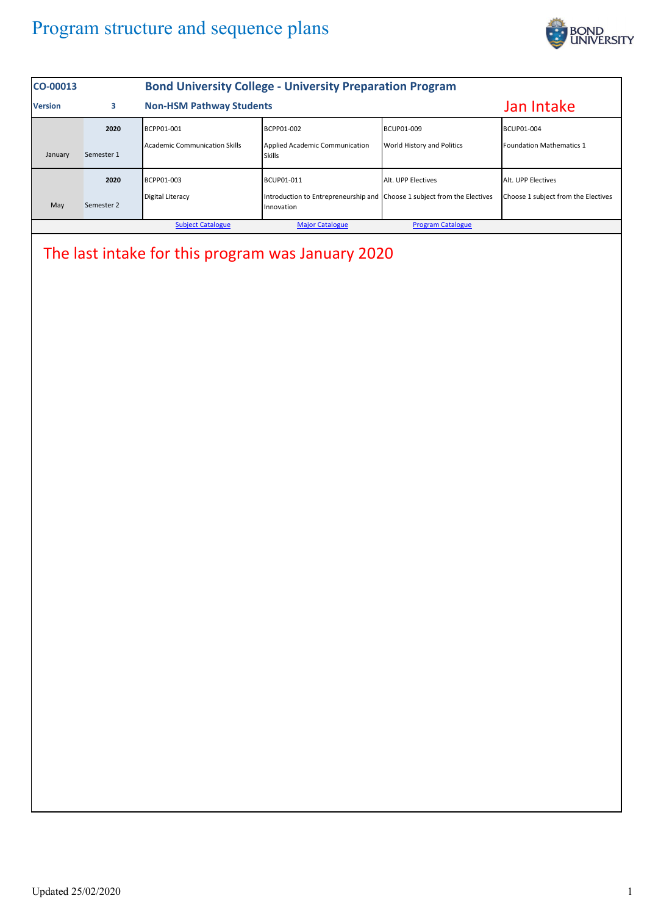# Program structure and sequence plans

| CO-00013 | | Bond University College - University Preparation Program | | | |
|---|---|---|---|---|---|
| **Version** | **3** | **Non-HSM Pathway Students** | | | **Jan Intake** |
| January | 2020 Semester 1 | BCPP01-001 Academic Communication Skills | BCPP01-002 Applied Academic Communication Skills | BCUP01-009 World History and Politics | BCUP01-004 Foundation Mathematics 1 |
| May | 2020 Semester 2 | BCPP01-003 Digital Literacy | BCUP01-011 Introduction to Entrepreneurship and Innovation | Alt. UPP Electives Choose 1 subject from the Electives | Alt. UPP Electives Choose 1 subject from the Electives |
| | | Subject Catalogue | Major Catalogue | Program Catalogue | |

The last intake for this program was January 2020

Updated 25/02/2020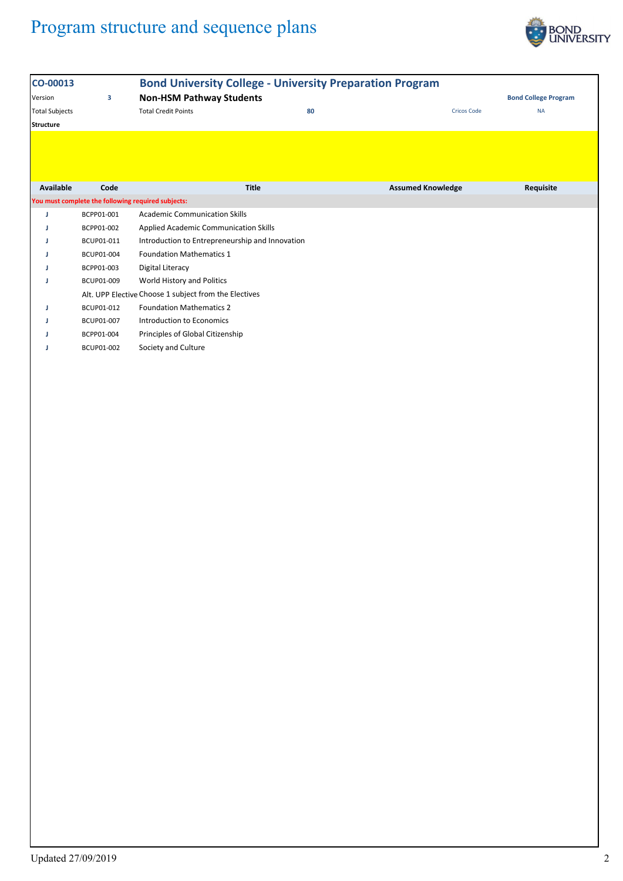# Program structure and sequence plans

| | | | | |
|---|---|---|---|---|
| **CO-00013** | | **Bond University College - University Preparation Program** | | |
| Version | 3 | **Non-HSM Pathway Students** | | **Bond College Program** |
| Total Subjects | | Total Credit Points | 80 | Cricos Code NA |
| **Structure** | | | | |

| Available | Code | Title | Assumed Knowledge | Requisite |
|---|---|---|---|---|
| **You must complete the following required subjects:** | | | | |
| J | BCPP01-001 | Academic Communication Skills | | |
| J | BCPP01-002 | Applied Academic Communication Skills | | |
| J | BCUP01-011 | Introduction to Entrepreneurship and Innovation | | |
| J | BCUP01-004 | Foundation Mathematics 1 | | |
| J | BCPP01-003 | Digital Literacy | | |
| J | BCUP01-009 | World History and Politics | | |
| | Alt. UPP Elective | Choose 1 subject from the Electives | | |
| J | BCUP01-012 | Foundation Mathematics 2 | | |
| J | BCUP01-007 | Introduction to Economics | | |
| J | BCPP01-004 | Principles of Global Citizenship | | |
| J | BCUP01-002 | Society and Culture | | |

Updated 27/09/2019